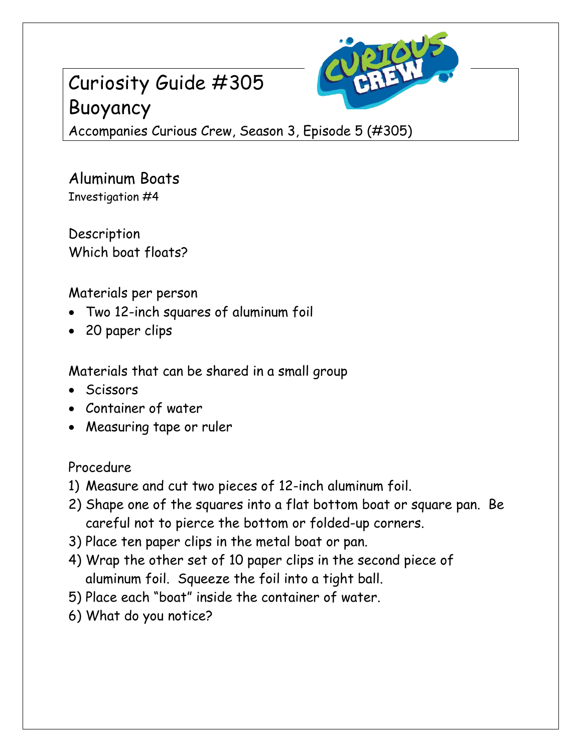# Curiosity Guide #305
# Buoyancy

Accompanies Curious Crew, Season 3, Episode 5 (#305)

## Aluminum Boats

Investigation #4

### Description

Which boat floats?

### Materials per person

- Two 12-inch squares of aluminum foil
- 20 paper clips

### Materials that can be shared in a small group

- Scissors
- Container of water
- Measuring tape or ruler

### Procedure

1) Measure and cut two pieces of 12-inch aluminum foil.
2) Shape one of the squares into a flat bottom boat or square pan. Be careful not to pierce the bottom or folded-up corners.
3) Place ten paper clips in the metal boat or pan.
4) Wrap the other set of 10 paper clips in the second piece of aluminum foil. Squeeze the foil into a tight ball.
5) Place each "boat" inside the container of water.
6) What do you notice?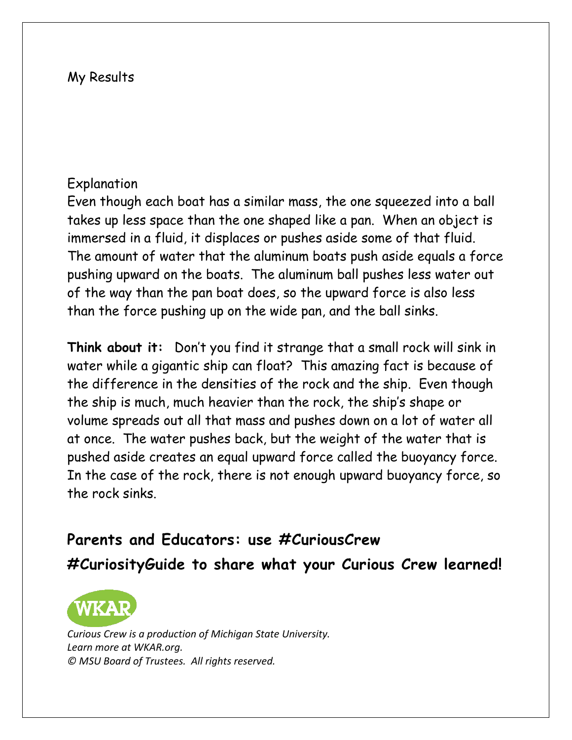My Results

Explanation

Even though each boat has a similar mass, the one squeezed into a ball takes up less space than the one shaped like a pan. When an object is immersed in a fluid, it displaces or pushes aside some of that fluid. The amount of water that the aluminum boats push aside equals a force pushing upward on the boats. The aluminum ball pushes less water out of the way than the pan boat does, so the upward force is also less than the force pushing up on the wide pan, and the ball sinks.

**Think about it:** Don't you find it strange that a small rock will sink in water while a gigantic ship can float? This amazing fact is because of the difference in the densities of the rock and the ship. Even though the ship is much, much heavier than the rock, the ship's shape or volume spreads out all that mass and pushes down on a lot of water all at once. The water pushes back, but the weight of the water that is pushed aside creates an equal upward force called the buoyancy force. In the case of the rock, there is not enough upward buoyancy force, so the rock sinks.

## Parents and Educators: use #CuriousCrew #CuriosityGuide to share what your Curious Crew learned!

WKAR

*Curious Crew is a production of Michigan State University.*
*Learn more at WKAR.org.*
*© MSU Board of Trustees. All rights reserved.*